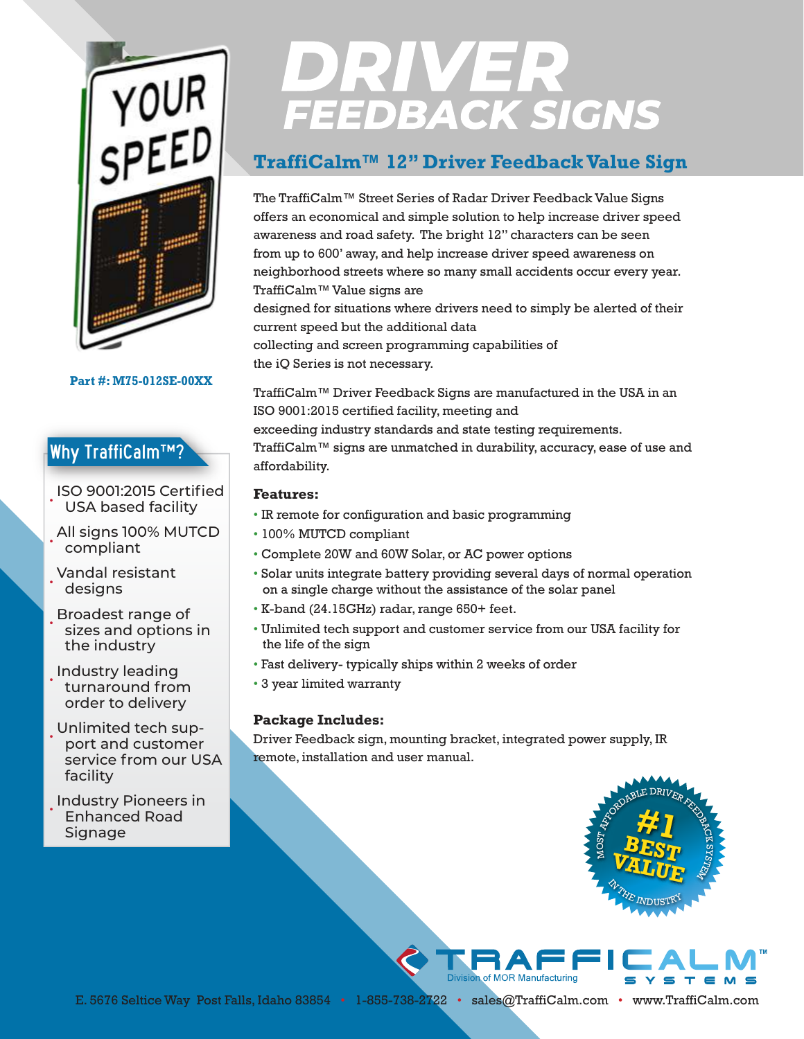# DRIVER FEEDBACK SIGNS

## TraffiCalm™ 12" Driver Feedback Value Sign

**Part #: M75-012SE-00XX**

The TraffiCalm™ Street Series of Radar Driver Feedback Value Signs offers an economical and simple solution to help increase driver speed awareness and road safety. The bright 12" characters can be seen from up to 600' away, and help increase driver speed awareness on neighborhood streets where so many small accidents occur every year. TraffiCalm™ Value signs are designed for situations where drivers need to simply be alerted of their current speed but the additional data collecting and screen programming capabilities of the iQ Series is not necessary.

TraffiCalm™ Driver Feedback Signs are manufactured in the USA in an ISO 9001:2015 certified facility, meeting and exceeding industry standards and state testing requirements. TraffiCalm™ signs are unmatched in durability, accuracy, ease of use and affordability.

### Why TraffiCalm™?

- ISO 9001:2015 Certified USA based facility
- All signs 100% MUTCD compliant
- Vandal resistant designs
- Broadest range of sizes and options in the industry
- Industry leading turnaround from order to delivery
- Unlimited tech support and customer service from our USA facility
- Industry Pioneers in Enhanced Road Signage

### Features:

- IR remote for configuration and basic programming
- 100% MUTCD compliant
- Complete 20W and 60W Solar, or AC power options
- Solar units integrate battery providing several days of normal operation on a single charge without the assistance of the solar panel
- K-band (24.15GHz) radar, range 650+ feet.
- Unlimited tech support and customer service from our USA facility for the life of the sign
- Fast delivery- typically ships within 2 weeks of order
- 3 year limited warranty

### Package Includes:

Driver Feedback sign, mounting bracket, integrated power supply, IR remote, installation and user manual.

MOST AFFORDABLE DRIVER FEEDBACK SYSTEM #1 BEST VALUE IN THE INDUSTRY

TRAFFICALM™ SYSTEMS
Division of MOR Manufacturing

E. 5676 Seltice Way Post Falls, Idaho 83854 • 1-855-738-2722 • sales@TraffiCalm.com • www.TraffiCalm.com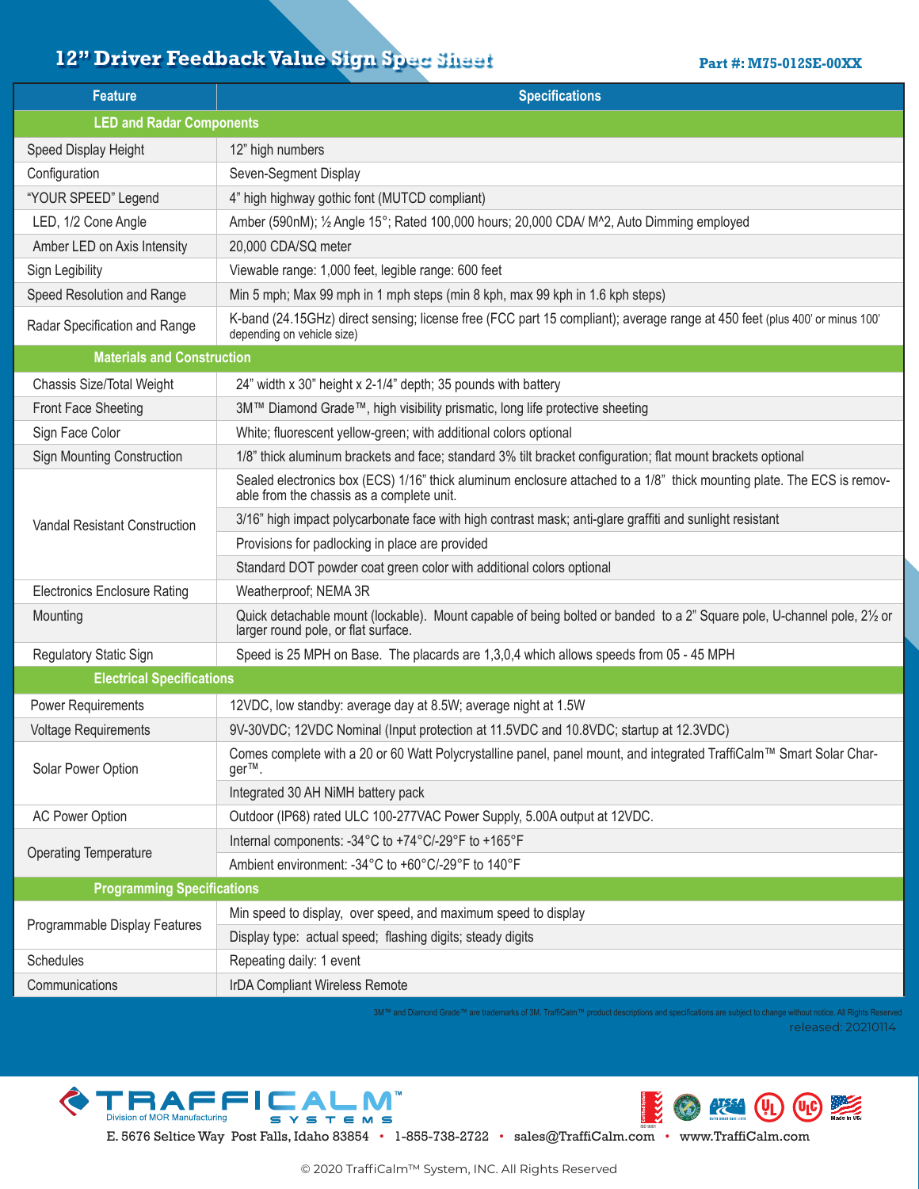# 12" Driver Feedback Value Sign Spec Sheet

**Part #: M75-012SE-00XX**

| Feature | Specifications |
|---|---|
| **LED and Radar Components** | |
| Speed Display Height | 12" high numbers |
| Configuration | Seven-Segment Display |
| "YOUR SPEED" Legend | 4" high highway gothic font (MUTCD compliant) |
| LED, 1/2 Cone Angle | Amber (590nM); ½ Angle 15°; Rated 100,000 hours; 20,000 CDA/ M^2, Auto Dimming employed |
| Amber LED on Axis Intensity | 20,000 CDA/SQ meter |
| Sign Legibility | Viewable range: 1,000 feet, legible range: 600 feet |
| Speed Resolution and Range | Min 5 mph; Max 99 mph in 1 mph steps (min 8 kph, max 99 kph in 1.6 kph steps) |
| Radar Specification and Range | K-band (24.15GHz) direct sensing; license free (FCC part 15 compliant); average range at 450 feet (plus 400' or minus 100' depending on vehicle size) |
| **Materials and Construction** | |
| Chassis Size/Total Weight | 24" width x 30" height x 2-1/4" depth; 35 pounds with battery |
| Front Face Sheeting | 3M™ Diamond Grade™, high visibility prismatic, long life protective sheeting |
| Sign Face Color | White; fluorescent yellow-green; with additional colors optional |
| Sign Mounting Construction | 1/8" thick aluminum brackets and face; standard 3% tilt bracket configuration; flat mount brackets optional |
| Vandal Resistant Construction | Sealed electronics box (ECS) 1/16" thick aluminum enclosure attached to a 1/8" thick mounting plate. The ECS is removable from the chassis as a complete unit. |
| | 3/16" high impact polycarbonate face with high contrast mask; anti-glare graffiti and sunlight resistant |
| | Provisions for padlocking in place are provided |
| | Standard DOT powder coat green color with additional colors optional |
| Electronics Enclosure Rating | Weatherproof; NEMA 3R |
| Mounting | Quick detachable mount (lockable). Mount capable of being bolted or banded to a 2" Square pole, U-channel pole, 2½ or larger round pole, or flat surface. |
| Regulatory Static Sign | Speed is 25 MPH on Base. The placards are 1,3,0,4 which allows speeds from 05 - 45 MPH |
| **Electrical Specifications** | |
| Power Requirements | 12VDC, low standby: average day at 8.5W; average night at 1.5W |
| Voltage Requirements | 9V-30VDC; 12VDC Nominal (Input protection at 11.5VDC and 10.8VDC; startup at 12.3VDC) |
| Solar Power Option | Comes complete with a 20 or 60 Watt Polycrystalline panel, panel mount, and integrated TraffiCalm™ Smart Solar Charger™. |
| | Integrated 30 AH NiMH battery pack |
| AC Power Option | Outdoor (IP68) rated ULC 100-277VAC Power Supply, 5.00A output at 12VDC. |
| Operating Temperature | Internal components: -34°C to +74°C/-29°F to +165°F |
| | Ambient environment: -34°C to +60°C/-29°F to 140°F |
| **Programming Specifications** | |
| Programmable Display Features | Min speed to display, over speed, and maximum speed to display |
| | Display type: actual speed; flashing digits; steady digits |
| Schedules | Repeating daily: 1 event |
| Communications | IrDA Compliant Wireless Remote |

3M™ and Diamond Grade™ are trademarks of 3M. TraffiCalm™ product descriptions and specifications are subject to change without notice. All Rights Reserved

released: 20210114

TRAFFICALM™ SYSTEMS
Division of MOR Manufacturing

E. 5676 Seltice Way Post Falls, Idaho 83854 • 1-855-738-2722 • sales@TraffiCalm.com • www.TraffiCalm.com

© 2020 TraffiCalm™ System, INC. All Rights Reserved